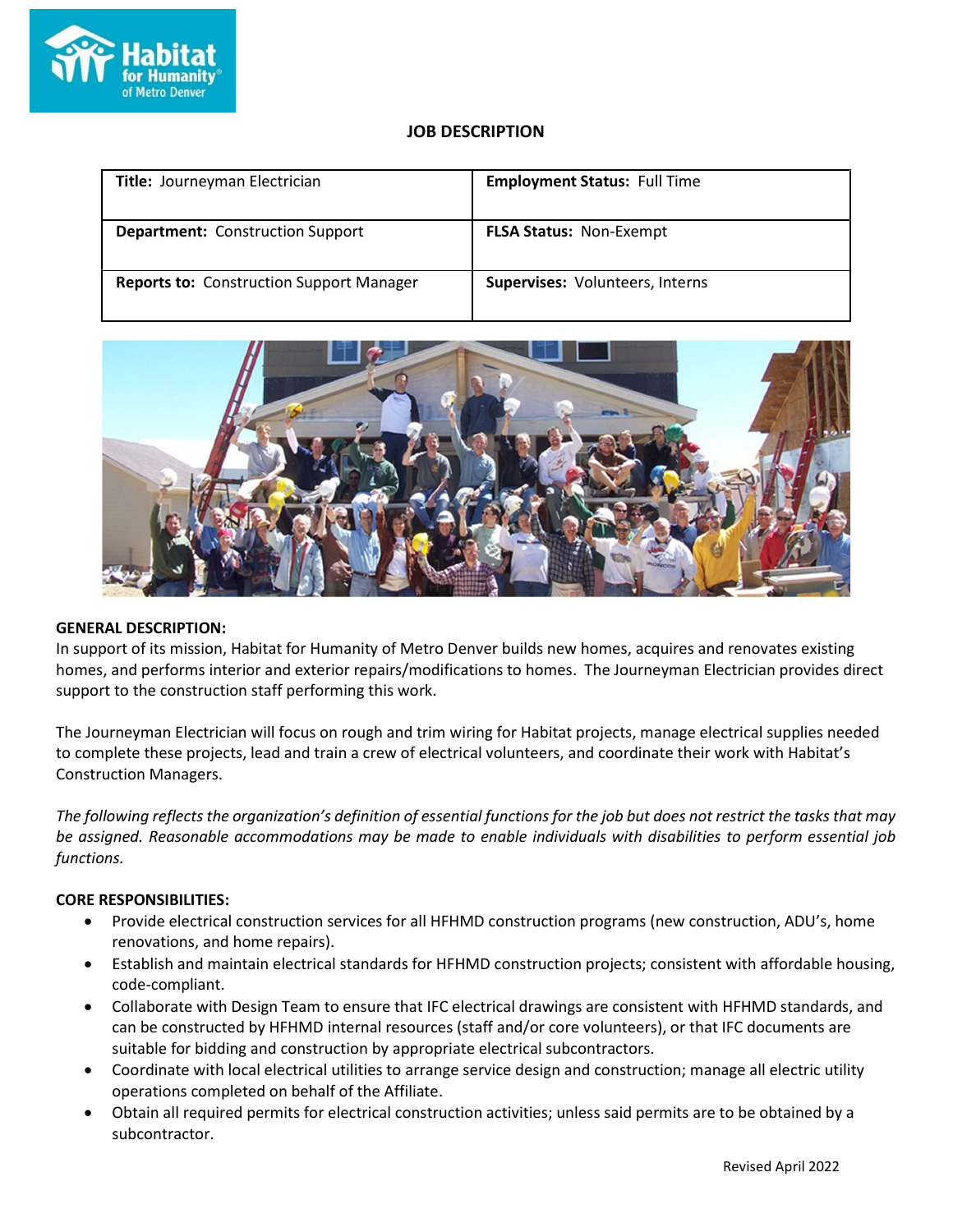# JOB DESCRIPTION

| **Title:** Journeyman Electrician | **Employment Status:** Full Time |
| --- | --- |
| **Department:** Construction Support | **FLSA Status:** Non-Exempt |
| **Reports to:** Construction Support Manager | **Supervises:** Volunteers, Interns |

**GENERAL DESCRIPTION:**

In support of its mission, Habitat for Humanity of Metro Denver builds new homes, acquires and renovates existing homes, and performs interior and exterior repairs/modifications to homes. The Journeyman Electrician provides direct support to the construction staff performing this work.

The Journeyman Electrician will focus on rough and trim wiring for Habitat projects, manage electrical supplies needed to complete these projects, lead and train a crew of electrical volunteers, and coordinate their work with Habitat's Construction Managers.

*The following reflects the organization's definition of essential functions for the job but does not restrict the tasks that may be assigned. Reasonable accommodations may be made to enable individuals with disabilities to perform essential job functions.*

**CORE RESPONSIBILITIES:**

- Provide electrical construction services for all HFHMD construction programs (new construction, ADU's, home renovations, and home repairs).
- Establish and maintain electrical standards for HFHMD construction projects; consistent with affordable housing, code-compliant.
- Collaborate with Design Team to ensure that IFC electrical drawings are consistent with HFHMD standards, and can be constructed by HFHMD internal resources (staff and/or core volunteers), or that IFC documents are suitable for bidding and construction by appropriate electrical subcontractors.
- Coordinate with local electrical utilities to arrange service design and construction; manage all electric utility operations completed on behalf of the Affiliate.
- Obtain all required permits for electrical construction activities; unless said permits are to be obtained by a subcontractor.

Revised April 2022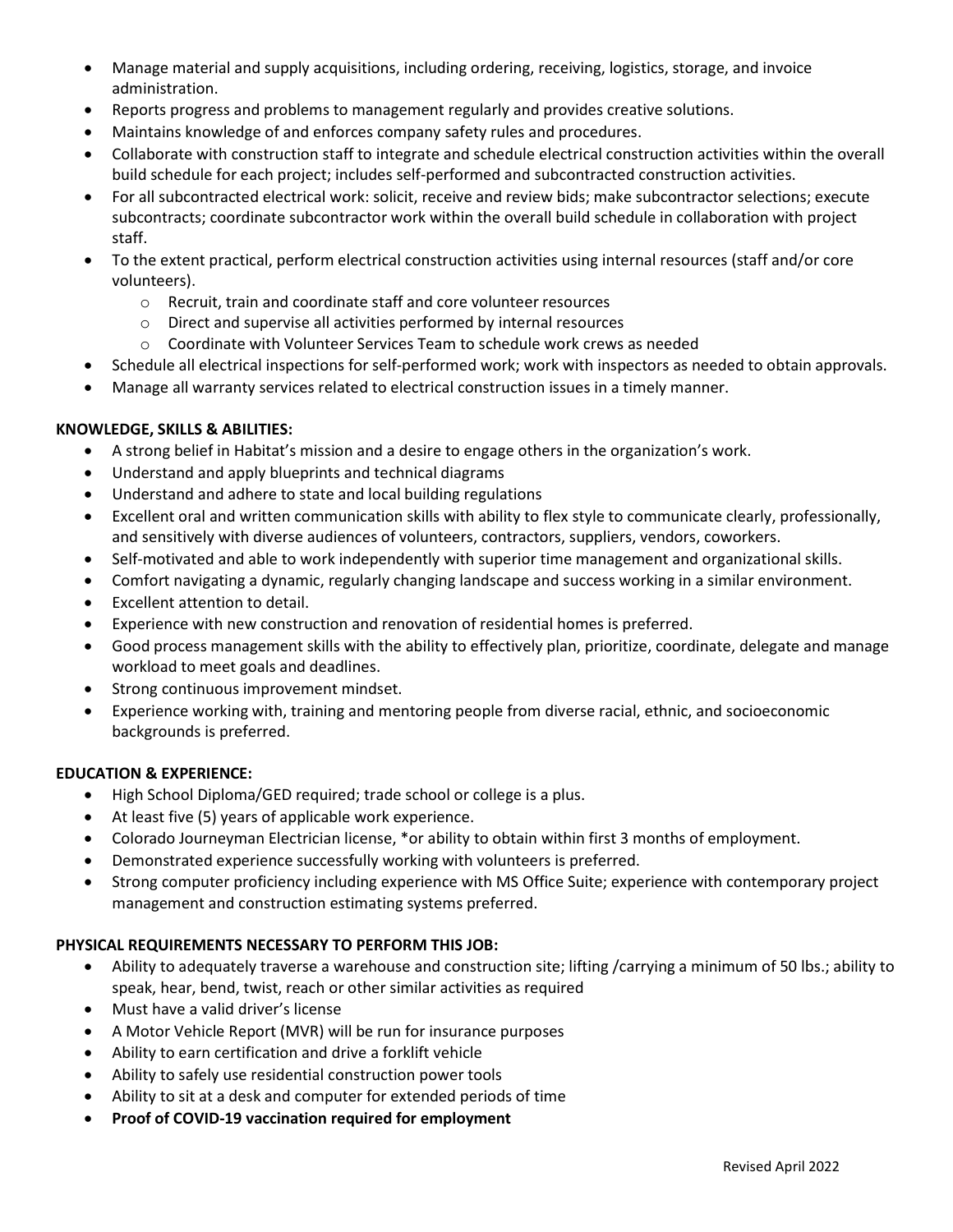- Manage material and supply acquisitions, including ordering, receiving, logistics, storage, and invoice administration.
- Reports progress and problems to management regularly and provides creative solutions.
- Maintains knowledge of and enforces company safety rules and procedures.
- Collaborate with construction staff to integrate and schedule electrical construction activities within the overall build schedule for each project; includes self-performed and subcontracted construction activities.
- For all subcontracted electrical work: solicit, receive and review bids; make subcontractor selections; execute subcontracts; coordinate subcontractor work within the overall build schedule in collaboration with project staff.
- To the extent practical, perform electrical construction activities using internal resources (staff and/or core volunteers).
    - Recruit, train and coordinate staff and core volunteer resources
    - Direct and supervise all activities performed by internal resources
    - Coordinate with Volunteer Services Team to schedule work crews as needed
- Schedule all electrical inspections for self-performed work; work with inspectors as needed to obtain approvals.
- Manage all warranty services related to electrical construction issues in a timely manner.

**KNOWLEDGE, SKILLS & ABILITIES:**

- A strong belief in Habitat's mission and a desire to engage others in the organization's work.
- Understand and apply blueprints and technical diagrams
- Understand and adhere to state and local building regulations
- Excellent oral and written communication skills with ability to flex style to communicate clearly, professionally, and sensitively with diverse audiences of volunteers, contractors, suppliers, vendors, coworkers.
- Self-motivated and able to work independently with superior time management and organizational skills.
- Comfort navigating a dynamic, regularly changing landscape and success working in a similar environment.
- Excellent attention to detail.
- Experience with new construction and renovation of residential homes is preferred.
- Good process management skills with the ability to effectively plan, prioritize, coordinate, delegate and manage workload to meet goals and deadlines.
- Strong continuous improvement mindset.
- Experience working with, training and mentoring people from diverse racial, ethnic, and socioeconomic backgrounds is preferred.

**EDUCATION & EXPERIENCE:**

- High School Diploma/GED required; trade school or college is a plus.
- At least five (5) years of applicable work experience.
- Colorado Journeyman Electrician license, *or ability to obtain within first 3 months of employment.
- Demonstrated experience successfully working with volunteers is preferred.
- Strong computer proficiency including experience with MS Office Suite; experience with contemporary project management and construction estimating systems preferred.

**PHYSICAL REQUIREMENTS NECESSARY TO PERFORM THIS JOB:**

- Ability to adequately traverse a warehouse and construction site; lifting /carrying a minimum of 50 lbs.; ability to speak, hear, bend, twist, reach or other similar activities as required
- Must have a valid driver's license
- A Motor Vehicle Report (MVR) will be run for insurance purposes
- Ability to earn certification and drive a forklift vehicle
- Ability to safely use residential construction power tools
- Ability to sit at a desk and computer for extended periods of time
- **Proof of COVID-19 vaccination required for employment**

Revised April 2022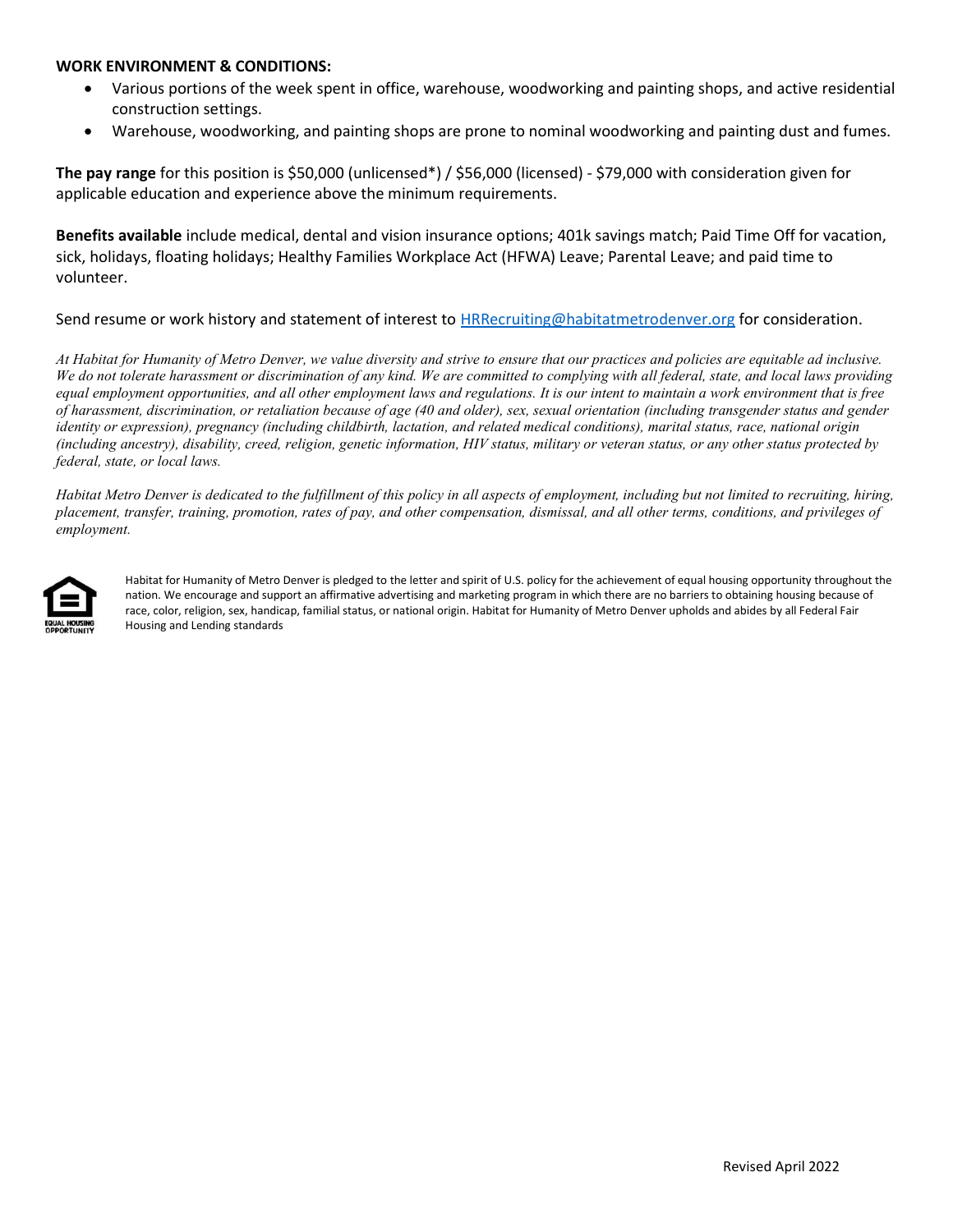**WORK ENVIRONMENT & CONDITIONS:**

- Various portions of the week spent in office, warehouse, woodworking and painting shops, and active residential construction settings.
- Warehouse, woodworking, and painting shops are prone to nominal woodworking and painting dust and fumes.

**The pay range** for this position is $50,000 (unlicensed*) / $56,000 (licensed) - $79,000 with consideration given for applicable education and experience above the minimum requirements.

**Benefits available** include medical, dental and vision insurance options; 401k savings match; Paid Time Off for vacation, sick, holidays, floating holidays; Healthy Families Workplace Act (HFWA) Leave; Parental Leave; and paid time to volunteer.

Send resume or work history and statement of interest to [HRRecruiting@habitatmetrodenver.org](mailto:HRRecruiting@habitatmetrodenver.org) for consideration.

*At Habitat for Humanity of Metro Denver, we value diversity and strive to ensure that our practices and policies are equitable ad inclusive. We do not tolerate harassment or discrimination of any kind. We are committed to complying with all federal, state, and local laws providing equal employment opportunities, and all other employment laws and regulations. It is our intent to maintain a work environment that is free of harassment, discrimination, or retaliation because of age (40 and older), sex, sexual orientation (including transgender status and gender identity or expression), pregnancy (including childbirth, lactation, and related medical conditions), marital status, race, national origin (including ancestry), disability, creed, religion, genetic information, HIV status, military or veteran status, or any other status protected by federal, state, or local laws.*

*Habitat Metro Denver is dedicated to the fulfillment of this policy in all aspects of employment, including but not limited to recruiting, hiring, placement, transfer, training, promotion, rates of pay, and other compensation, dismissal, and all other terms, conditions, and privileges of employment.*

EQUAL HOUSING OPPORTUNITY

Habitat for Humanity of Metro Denver is pledged to the letter and spirit of U.S. policy for the achievement of equal housing opportunity throughout the nation. We encourage and support an affirmative advertising and marketing program in which there are no barriers to obtaining housing because of race, color, religion, sex, handicap, familial status, or national origin. Habitat for Humanity of Metro Denver upholds and abides by all Federal Fair Housing and Lending standards

Revised April 2022